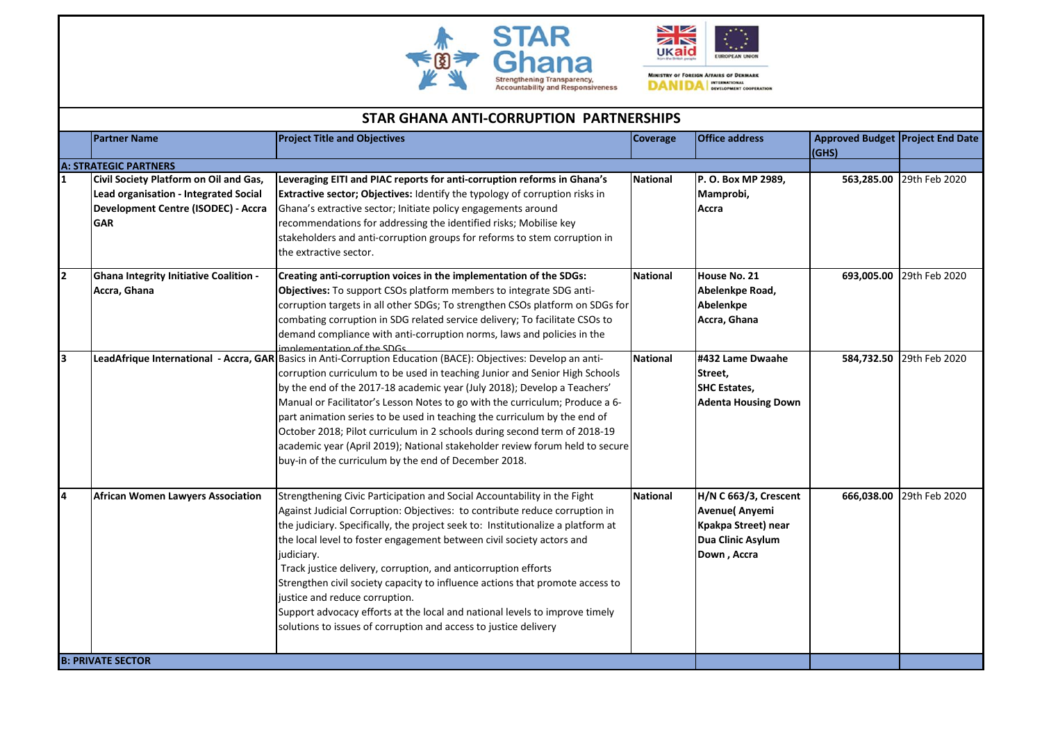# STAR GHANA ANTI-CORRUPTION PARTNERSHIPS

| | Partner Name | Project Title and Objectives | Coverage | Office address | Approved Budget (GHS) | Project End Date |
|---|---|---|---|---|---|---|
| **A: STRATEGIC PARTNERS** | | | | | | |
| 1 | **Civil Society Platform on Oil and Gas, Lead organisation - Integrated Social Development Centre (ISODEC) - Accra GAR** | **Leveraging EITI and PIAC reports for anti-corruption reforms in Ghana's Extractive sector; Objectives:** Identify the typology of corruption risks in Ghana's extractive sector; Initiate policy engagements around recommendations for addressing the identified risks; Mobilise key stakeholders and anti-corruption groups for reforms to stem corruption in the extractive sector. | **National** | **P. O. Box MP 2989, Mamprobi, Accra** | **563,285.00** | 29th Feb 2020 |
| 2 | **Ghana Integrity Initiative Coalition - Accra, Ghana** | **Creating anti-corruption voices in the implementation of the SDGs: Objectives:** To support CSOs platform members to integrate SDG anti-corruption targets in all other SDGs; To strengthen CSOs platform on SDGs for combating corruption in SDG related service delivery; To facilitate CSOs to demand compliance with anti-corruption norms, laws and policies in the implementation of the SDGs. | **National** | **House No. 21 Abelenkpe Road, Abelenkpe Accra, Ghana** | **693,005.00** | 29th Feb 2020 |
| 3 | **LeadAfrique International - Accra, GAR** | Basics in Anti-Corruption Education (BACE): Objectives: Develop an anti-corruption curriculum to be used in teaching Junior and Senior High Schools by the end of the 2017-18 academic year (July 2018); Develop a Teachers' Manual or Facilitator's Lesson Notes to go with the curriculum; Produce a 6-part animation series to be used in teaching the curriculum by the end of October 2018; Pilot curriculum in 2 schools during second term of 2018-19 academic year (April 2019); National stakeholder review forum held to secure buy-in of the curriculum by the end of December 2018. | **National** | **#432 Lame Dwaahe Street, SHC Estates, Adenta Housing Down** | **584,732.50** | 29th Feb 2020 |
| 4 | **African Women Lawyers Association** | Strengthening Civic Participation and Social Accountability in the Fight Against Judicial Corruption: Objectives: to contribute reduce corruption in the judiciary. Specifically, the project seek to: Institutionalize a platform at the local level to foster engagement between civil society actors and judiciary. Track justice delivery, corruption, and anticorruption efforts Strengthen civil society capacity to influence actions that promote access to justice and reduce corruption. Support advocacy efforts at the local and national levels to improve timely solutions to issues of corruption and access to justice delivery | **National** | **H/N C 663/3, Crescent Avenue( Anyemi Kpakpa Street) near Dua Clinic Asylum Down , Accra** | **666,038.00** | 29th Feb 2020 |
| **B: PRIVATE SECTOR** | | | | | | |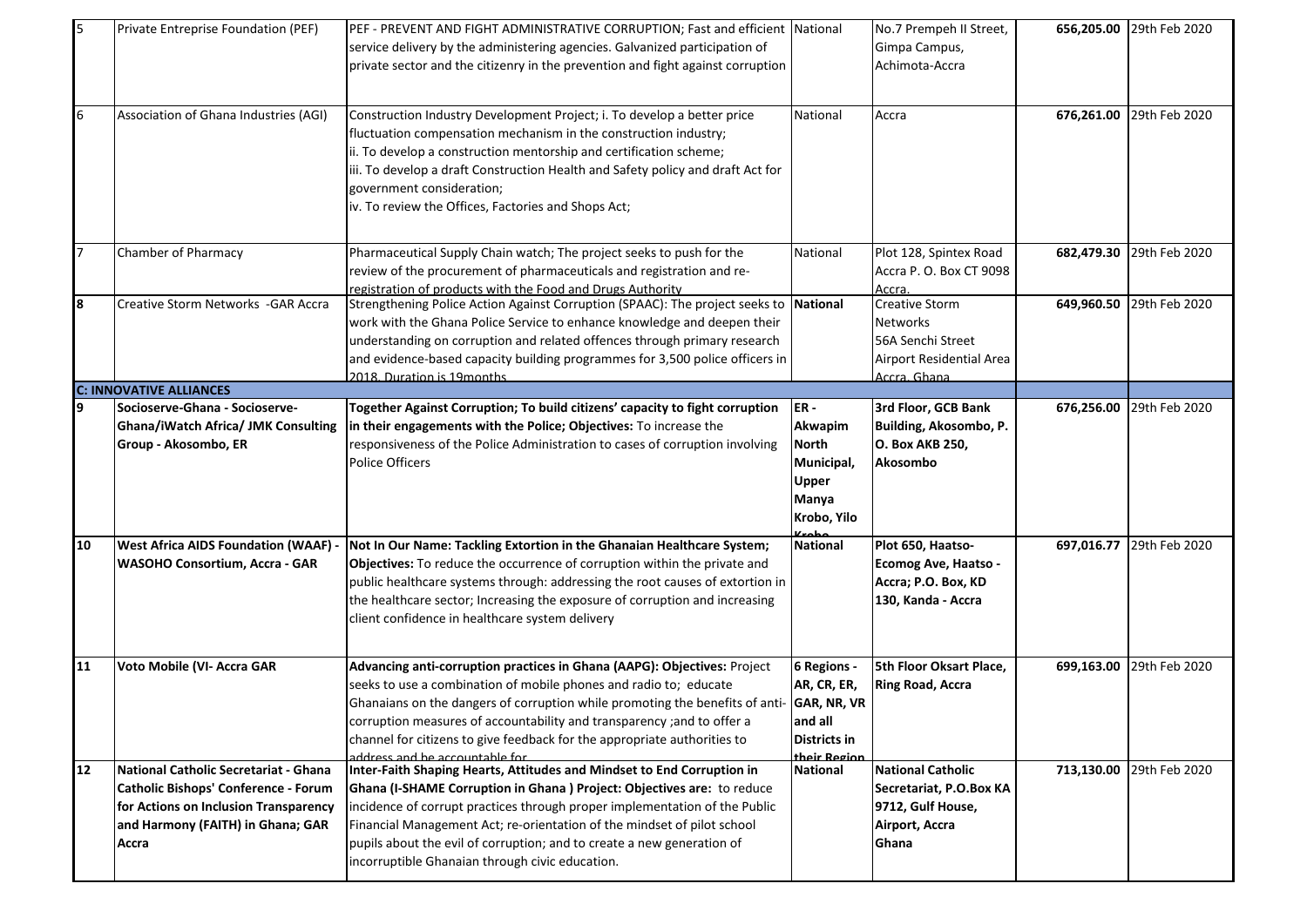| 5 | Private Entreprise Foundation (PEF) | PEF - PREVENT AND FIGHT ADMINISTRATIVE CORRUPTION; Fast and efficient service delivery by the administering agencies. Galvanized participation of private sector and the citizenry in the prevention and fight against corruption | National | No.7 Prempeh II Street, Gimpa Campus, Achimota-Accra | **656,205.00** | 29th Feb 2020 |
|---|---|---|---|---|---|---|
| 6 | Association of Ghana Industries (AGI) | Construction Industry Development Project; i. To develop a better price fluctuation compensation mechanism in the construction industry; ii. To develop a construction mentorship and certification scheme; iii. To develop a draft Construction Health and Safety policy and draft Act for government consideration; iv. To review the Offices, Factories and Shops Act; | National | Accra | **676,261.00** | 29th Feb 2020 |
| 7 | Chamber of Pharmacy | Pharmaceutical Supply Chain watch; The project seeks to push for the review of the procurement of pharmaceuticals and registration and re-registration of products with the Food and Drugs Authority | National | Plot 128, Spintex Road Accra P. O. Box CT 9098 Accra. | **682,479.30** | 29th Feb 2020 |
| **8** | Creative Storm Networks -GAR Accra | Strengthening Police Action Against Corruption (SPAAC): The project seeks to work with the Ghana Police Service to enhance knowledge and deepen their understanding on corruption and related offences through primary research and evidence-based capacity building programmes for 3,500 police officers in 2018. Duration is 19months | **National** | Creative Storm Networks 56A Senchi Street Airport Residential Area Accra, Ghana | **649,960.50** | 29th Feb 2020 |
| **C: INNOVATIVE ALLIANCES** | | | | | | |
| **9** | **Socioserve-Ghana - Socioserve-Ghana/iWatch Africa/ JMK Consulting Group - Akosombo, ER** | **Together Against Corruption; To build citizens' capacity to fight corruption in their engagements with the Police; Objectives:** To increase the responsiveness of the Police Administration to cases of corruption involving Police Officers | **ER - Akwapim North Municipal, Upper Manya Krobo, Yilo Krobo** | **3rd Floor, GCB Bank Building, Akosombo, P. O. Box AKB 250, Akosombo** | **676,256.00** | 29th Feb 2020 |
| **10** | **West Africa AIDS Foundation (WAAF) - WASOHO Consortium, Accra - GAR** | **Not In Our Name: Tackling Extortion in the Ghanaian Healthcare System; Objectives:** To reduce the occurrence of corruption within the private and public healthcare systems through: addressing the root causes of extortion in the healthcare sector; Increasing the exposure of corruption and increasing client confidence in healthcare system delivery | **National** | **Plot 650, Haatso-Ecomog Ave, Haatso - Accra; P.O. Box, KD 130, Kanda - Accra** | **697,016.77** | 29th Feb 2020 |
| **11** | **Voto Mobile (VI- Accra GAR** | **Advancing anti-corruption practices in Ghana (AAPG): Objectives:** Project seeks to use a combination of mobile phones and radio to; educate Ghanaians on the dangers of corruption while promoting the benefits of anti-corruption measures of accountability and transparency ;and to offer a channel for citizens to give feedback for the appropriate authorities to address and be accountable for | **6 Regions - AR, CR, ER, GAR, NR, VR and all Districts in their Region** | **5th Floor Oksart Place, Ring Road, Accra** | **699,163.00** | 29th Feb 2020 |
| **12** | **National Catholic Secretariat - Ghana Catholic Bishops' Conference - Forum for Actions on Inclusion Transparency and Harmony (FAITH) in Ghana; GAR Accra** | **Inter-Faith Shaping Hearts, Attitudes and Mindset to End Corruption in Ghana (I-SHAME Corruption in Ghana ) Project: Objectives are:** to reduce incidence of corrupt practices through proper implementation of the Public Financial Management Act; re-orientation of the mindset of pilot school pupils about the evil of corruption; and to create a new generation of incorruptible Ghanaian through civic education. | **National** | **National Catholic Secretariat, P.O.Box KA 9712, Gulf House, Airport, Accra Ghana** | **713,130.00** | 29th Feb 2020 |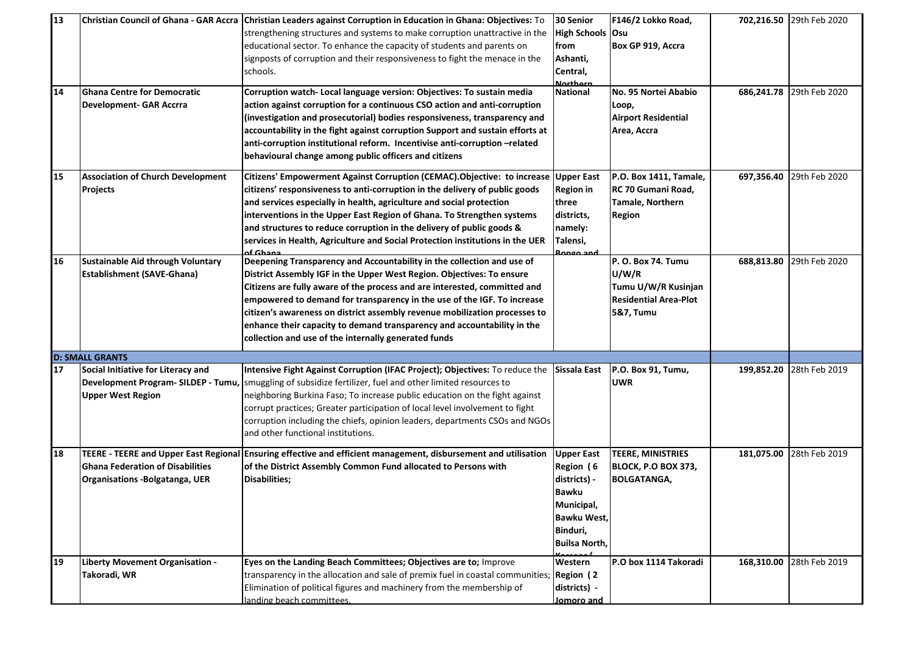| 13 | Christian Council of Ghana - GAR Accra | Christian Leaders against Corruption in Education in Ghana: Objectives: To strengthening structures and systems to make corruption unattractive in the educational sector. To enhance the capacity of students and parents on signposts of corruption and their responsiveness to fight the menace in the schools. | 30 Senior High Schools from Ashanti, Central, Northern | F146/2 Lokko Road, Osu Box GP 919, Accra | 702,216.50 | 29th Feb 2020 |
|---|---|---|---|---|---|---|
| 14 | **Ghana Centre for Democratic Development- GAR Accrra** | **Corruption watch- Local language version: Objectives: To sustain media action against corruption for a continuous CSO action and anti-corruption (investigation and prosecutorial) bodies responsiveness, transparency and accountability in the fight against corruption Support and sustain efforts at anti-corruption institutional reform. Incentivise anti-corruption –related behavioural change among public officers and citizens** | **National** | **No. 95 Nortei Ababio Loop, Airport Residential Area, Accra** | **686,241.78** | 29th Feb 2020 |
| 15 | **Association of Church Development Projects** | **Citizens' Empowerment Against Corruption (CEMAC).Objective: to increase citizens' responsiveness to anti-corruption in the delivery of public goods and services especially in health, agriculture and social protection interventions in the Upper East Region of Ghana. To Strengthen systems and structures to reduce corruption in the delivery of public goods & services in Health, Agriculture and Social Protection institutions in the UER of Ghana** | **Upper East Region in three districts, namely: Talensi, Bongo and** | **P.O. Box 1411, Tamale, RC 70 Gumani Road, Tamale, Northern Region** | **697,356.40** | 29th Feb 2020 |
| 16 | **Sustainable Aid through Voluntary Establishment (SAVE-Ghana)** | **Deepening Transparency and Accountability in the collection and use of District Assembly IGF in the Upper West Region. Objectives: To ensure Citizens are fully aware of the process and are interested, committed and empowered to demand for transparency in the use of the IGF. To increase citizen's awareness on district assembly revenue mobilization processes to enhance their capacity to demand transparency and accountability in the collection and use of the internally generated funds** | | **P. O. Box 74. Tumu U/W/R Tumu U/W/R Kusinjan Residential Area-Plot 5&7, Tumu** | **688,813.80** | 29th Feb 2020 |
| **D: SMALL GRANTS** | | | | | | |
| 17 | **Social Initiative for Literacy and Development Program- SILDEP - Tumu, Upper West Region** | **Intensive Fight Against Corruption (IFAC Project); Objectives:** To reduce the smuggling of subsidize fertilizer, fuel and other limited resources to neighboring Burkina Faso; To increase public education on the fight against corrupt practices; Greater participation of local level involvement to fight corruption including the chiefs, opinion leaders, departments CSOs and NGOs and other functional institutions. | **Sissala East** | **P.O. Box 91, Tumu, UWR** | **199,852.20** | 28th Feb 2019 |
| 18 | **TEERE - TEERE and Upper East Regional Ghana Federation of Disabilities Organisations -Bolgatanga, UER** | **Ensuring effective and efficient management, disbursement and utilisation of the District Assembly Common Fund allocated to Persons with Disabilities;** | **Upper East Region (6 districts) - Bawku Municipal, Bawku West, Binduri, Builsa North, Kassena/** | **TEERE, MINISTRIES BLOCK, P.O BOX 373, BOLGATANGA,** | **181,075.00** | 28th Feb 2019 |
| 19 | **Liberty Movement Organisation - Takoradi, WR** | **Eyes on the Landing Beach Committees; Objectives are to;** Improve transparency in the allocation and sale of premix fuel in coastal communities; Elimination of political figures and machinery from the membership of landing beach committees. | **Western Region (2 districts) - Jomoro and** | **P.O box 1114 Takoradi** | **168,310.00** | 28th Feb 2019 |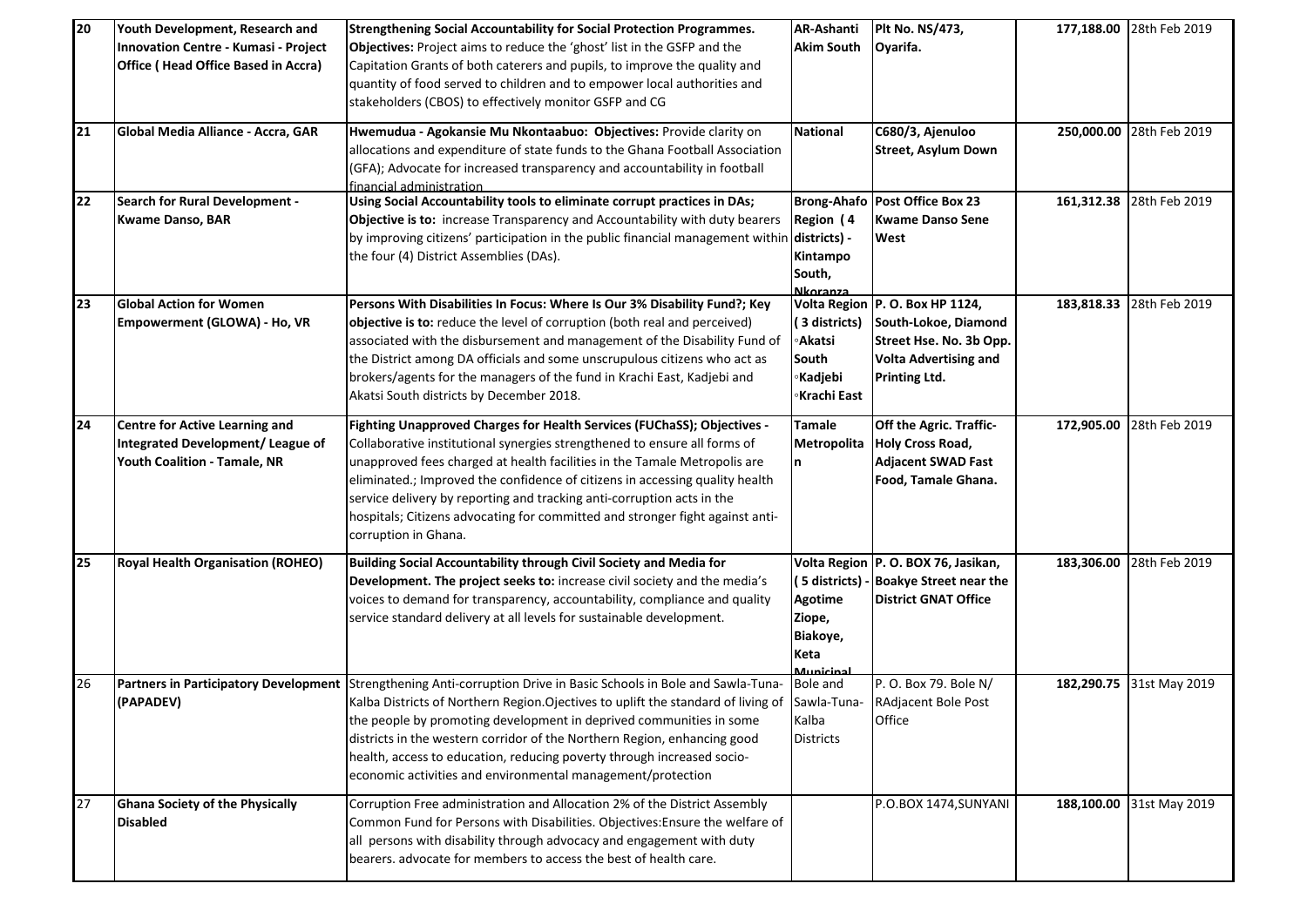| 20 | **Youth Development, Research and Innovation Centre - Kumasi - Project Office ( Head Office Based in Accra)** | **Strengthening Social Accountability for Social Protection Programmes. Objectives:** Project aims to reduce the 'ghost' list in the GSFP and the Capitation Grants of both caterers and pupils, to improve the quality and quantity of food served to children and to empower local authorities and stakeholders (CBOS) to effectively monitor GSFP and CG | **AR-Ashanti Akim South** | **Plt No. NS/473, Oyarifa.** | **177,188.00** | 28th Feb 2019 |
|---|---|---|---|---|---|---|
| 21 | **Global Media Alliance - Accra, GAR** | **Hwemudua - Agokansie Mu Nkontaabuo: Objectives:** Provide clarity on allocations and expenditure of state funds to the Ghana Football Association (GFA); Advocate for increased transparency and accountability in football financial administration | **National** | **C680/3, Ajenuloo Street, Asylum Down** | **250,000.00** | 28th Feb 2019 |
| 22 | **Search for Rural Development - Kwame Danso, BAR** | **Using Social Accountability tools to eliminate corrupt practices in DAs; Objective is to:** increase Transparency and Accountability with duty bearers by improving citizens' participation in the public financial management within the four (4) District Assemblies (DAs). | **Brong-Ahafo Region ( 4 districts) - Kintampo South, Nkoranza** | **Post Office Box 23 Kwame Danso Sene West** | **161,312.38** | 28th Feb 2019 |
| 23 | **Global Action for Women Empowerment (GLOWA) - Ho, VR** | **Persons With Disabilities In Focus: Where Is Our 3% Disability Fund?; Key objective is to:** reduce the level of corruption (both real and perceived) associated with the disbursement and management of the Disability Fund of the District among DA officials and some unscrupulous citizens who act as brokers/agents for the managers of the fund in Krachi East, Kadjebi and Akatsi South districts by December 2018. | **Volta Region ( 3 districts) ◦Akatsi South ◦Kadjebi ◦Krachi East** | **P. O. Box HP 1124, South-Lokoe, Diamond Street Hse. No. 3b Opp. Volta Advertising and Printing Ltd.** | **183,818.33** | 28th Feb 2019 |
| 24 | **Centre for Active Learning and Integrated Development/ League of Youth Coalition - Tamale, NR** | **Fighting Unapproved Charges for Health Services (FUChaSS); Objectives -** Collaborative institutional synergies strengthened to ensure all forms of unapproved fees charged at health facilities in the Tamale Metropolis are eliminated.; Improved the confidence of citizens in accessing quality health service delivery by reporting and tracking anti-corruption acts in the hospitals; Citizens advocating for committed and stronger fight against anti-corruption in Ghana. | **Tamale Metropolitan** | **Off the Agric. Traffic-Holy Cross Road, Adjacent SWAD Fast Food, Tamale Ghana.** | **172,905.00** | 28th Feb 2019 |
| 25 | **Royal Health Organisation (ROHEO)** | **Building Social Accountability through Civil Society and Media for Development. The project seeks to:** increase civil society and the media's voices to demand for transparency, accountability, compliance and quality service standard delivery at all levels for sustainable development. | **Volta Region ( 5 districts) - Agotime Ziope, Biakoye, Keta Municipal** | **P. O. BOX 76, Jasikan, Boakye Street near the District GNAT Office** | **183,306.00** | 28th Feb 2019 |
| 26 | **Partners in Participatory Development (PAPADEV)** | Strengthening Anti-corruption Drive in Basic Schools in Bole and Sawla-Tuna-Kalba Districts of Northern Region.Ojectives to uplift the standard of living of the people by promoting development in deprived communities in some districts in the western corridor of the Northern Region, enhancing good health, access to education, reducing poverty through increased socio-economic activities and environmental management/protection | Bole and Sawla-Tuna-Kalba Districts | P. O. Box 79. Bole N/ RAdjacent Bole Post Office | **182,290.75** | 31st May 2019 |
| 27 | **Ghana Society of the Physically Disabled** | Corruption Free administration and Allocation 2% of the District Assembly Common Fund for Persons with Disabilities. Objectives:Ensure the welfare of all persons with disability through advocacy and engagement with duty bearers. advocate for members to access the best of health care. | | P.O.BOX 1474,SUNYANI | **188,100.00** | 31st May 2019 |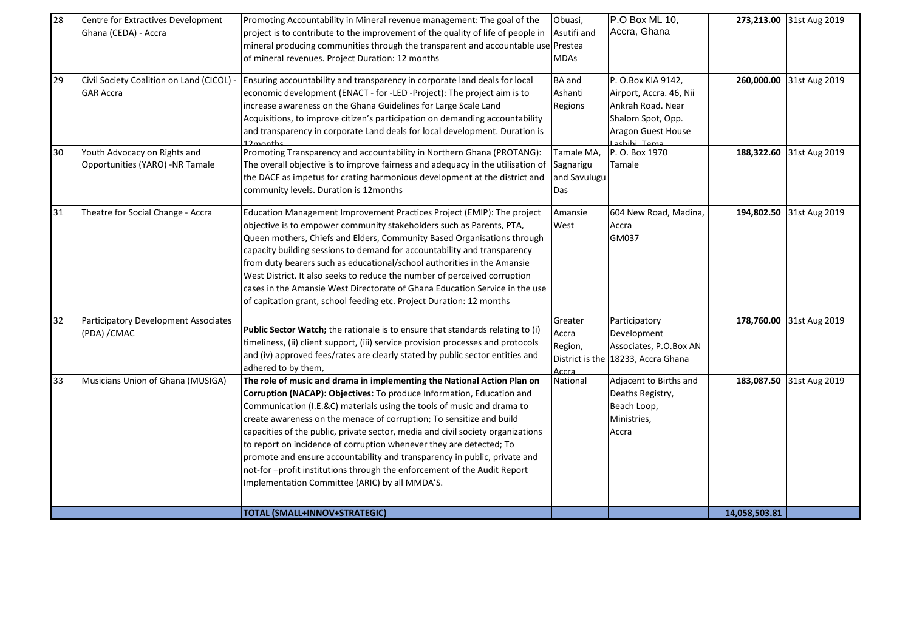| | | | | | | |
|---|---|---|---|---|---|---|
| 28 | Centre for Extractives Development Ghana (CEDA) - Accra | Promoting Accountability in Mineral revenue management: The goal of the project is to contribute to the improvement of the quality of life of people in mineral producing communities through the transparent and accountable use of mineral revenues. Project Duration: 12 months | Obuasi, Asutifi and Prestea MDAs | P.O Box ML 10, Accra, Ghana | **273,213.00** | 31st Aug 2019 |
| 29 | Civil Society Coalition on Land (CICOL) - GAR Accra | Ensuring accountability and transparency in corporate land deals for local economic development (ENACT - for -LED -Project): The project aim is to increase awareness on the Ghana Guidelines for Large Scale Land Acquisitions, to improve citizen's participation on demanding accountability and transparency in corporate Land deals for local development. Duration is 12months | BA and Ashanti Regions | P. O.Box KIA 9142, Airport, Accra. 46, Nii Ankrah Road. Near Shalom Spot, Opp. Aragon Guest House Lashibi, Tema | **260,000.00** | 31st Aug 2019 |
| 30 | Youth Advocacy on Rights and Opportunities (YARO) -NR Tamale | Promoting Transparency and accountability in Northern Ghana (PROTANG): The overall objective is to improve fairness and adequacy in the utilisation of the DACF as impetus for crating harmonious development at the district and community levels. Duration is 12months | Tamale MA, Sagnarigu and Savulugu Das | P. O. Box 1970 Tamale | **188,322.60** | 31st Aug 2019 |
| 31 | Theatre for Social Change - Accra | Education Management Improvement Practices Project (EMIP): The project objective is to empower community stakeholders such as Parents, PTA, Queen mothers, Chiefs and Elders, Community Based Organisations through capacity building sessions to demand for accountability and transparency from duty bearers such as educational/school authorities in the Amansie West District. It also seeks to reduce the number of perceived corruption cases in the Amansie West Directorate of Ghana Education Service in the use of capitation grant, school feeding etc. Project Duration: 12 months | Amansie West | 604 New Road, Madina, Accra GM037 | **194,802.50** | 31st Aug 2019 |
| 32 | Participatory Development Associates (PDA) /CMAC | **Public Sector Watch;** the rationale is to ensure that standards relating to (i) timeliness, (ii) client support, (iii) service provision processes and protocols and (iv) approved fees/rates are clearly stated by public sector entities and adhered to by them, | Greater Accra Region, District is the Accra | Participatory Development Associates, P.O.Box AN 18233, Accra Ghana | **178,760.00** | 31st Aug 2019 |
| 33 | Musicians Union of Ghana (MUSIGA) | **The role of music and drama in implementing the National Action Plan on Corruption (NACAP): Objectives:** To produce Information, Education and Communication (I.E.&C) materials using the tools of music and drama to create awareness on the menace of corruption; To sensitize and build capacities of the public, private sector, media and civil society organizations to report on incidence of corruption whenever they are detected; To promote and ensure accountability and transparency in public, private and not-for –profit institutions through the enforcement of the Audit Report Implementation Committee (ARIC) by all MMDA'S. | National | Adjacent to Births and Deaths Registry, Beach Loop, Ministries, Accra | **183,087.50** | 31st Aug 2019 |
| | | **TOTAL (SMALL+INNOV+STRATEGIC)** | | | **14,058,503.81** | |